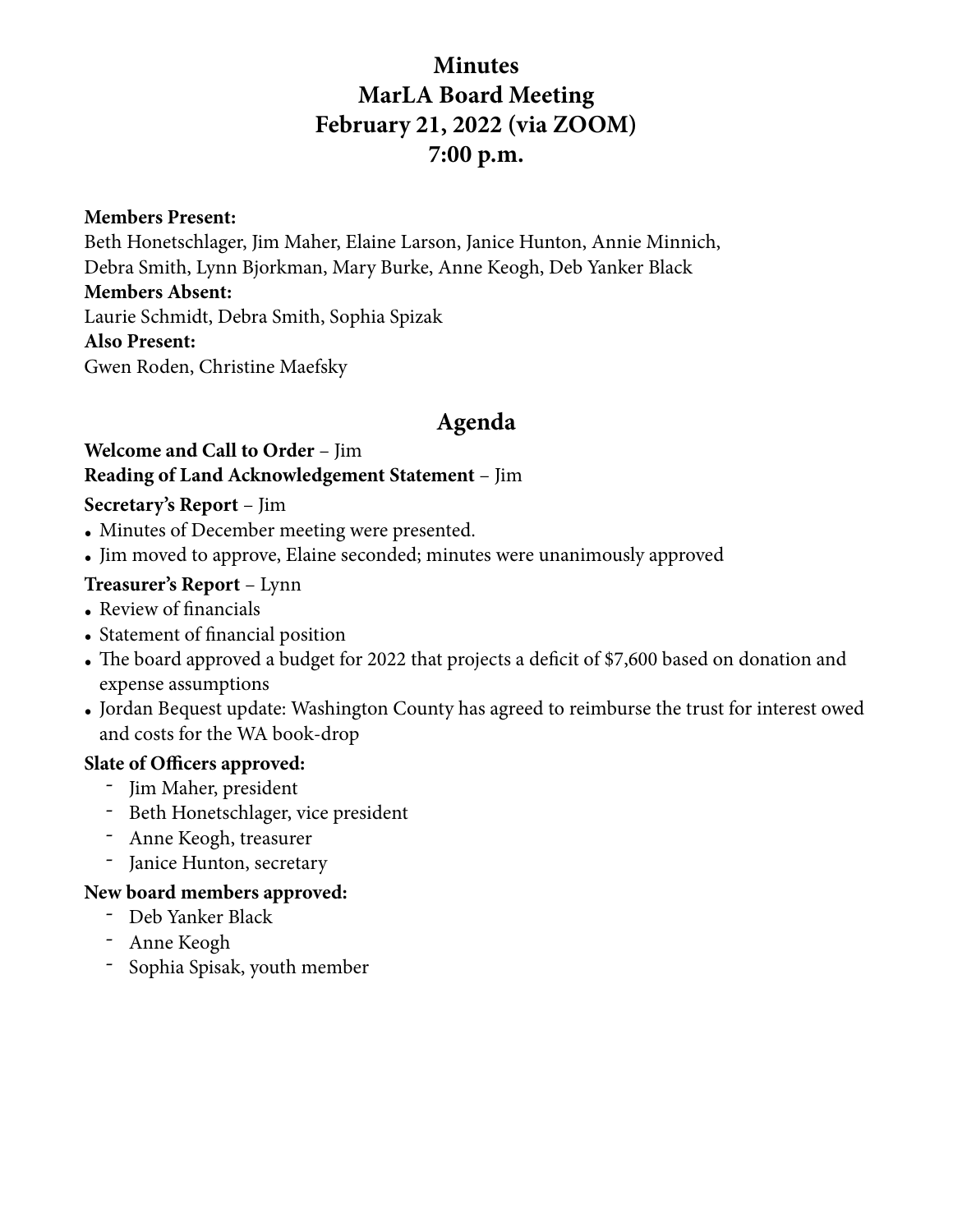# Minutes
# MarLA Board Meeting
# February 21, 2022 (via ZOOM)
# 7:00 p.m.

**Members Present:**
Beth Honetschlager, Jim Maher, Elaine Larson, Janice Hunton, Annie Minnich, Debra Smith, Lynn Bjorkman, Mary Burke, Anne Keogh, Deb Yanker Black

**Members Absent:**
Laurie Schmidt, Debra Smith, Sophia Spizak

**Also Present:**
Gwen Roden, Christine Maefsky

## Agenda

**Welcome and Call to Order** – Jim

**Reading of Land Acknowledgement Statement** – Jim

**Secretary's Report** – Jim

- Minutes of December meeting were presented.
- Jim moved to approve, Elaine seconded; minutes were unanimously approved

**Treasurer's Report** – Lynn

- Review of financials
- Statement of financial position
- The board approved a budget for 2022 that projects a deficit of $7,600 based on donation and expense assumptions
- Jordan Bequest update: Washington County has agreed to reimburse the trust for interest owed and costs for the WA book-drop

**Slate of Officers approved:**

- Jim Maher, president
- Beth Honetschlager, vice president
- Anne Keogh, treasurer
- Janice Hunton, secretary

**New board members approved:**

- Deb Yanker Black
- Anne Keogh
- Sophia Spisak, youth member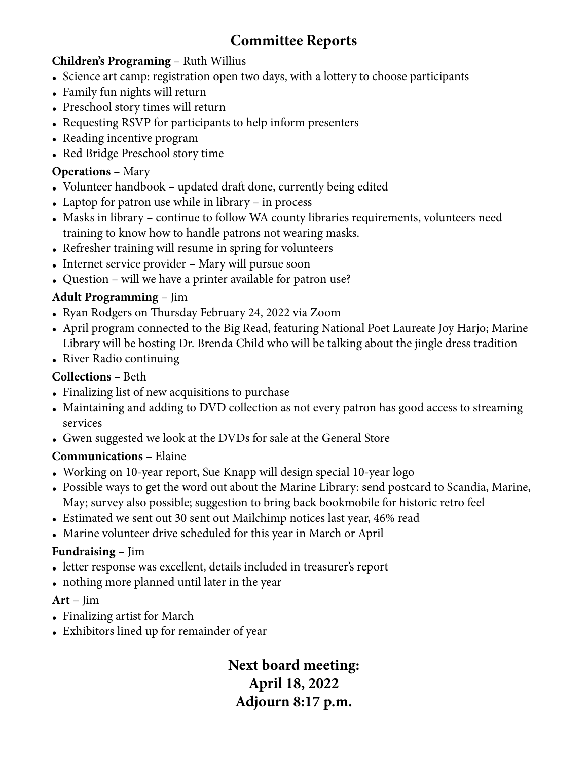## Committee Reports

**Children's Programing** – Ruth Willius

- Science art camp: registration open two days, with a lottery to choose participants
- Family fun nights will return
- Preschool story times will return
- Requesting RSVP for participants to help inform presenters
- Reading incentive program
- Red Bridge Preschool story time

**Operations** – Mary

- Volunteer handbook – updated draft done, currently being edited
- Laptop for patron use while in library – in process
- Masks in library – continue to follow WA county libraries requirements, volunteers need training to know how to handle patrons not wearing masks.
- Refresher training will resume in spring for volunteers
- Internet service provider – Mary will pursue soon
- Question – will we have a printer available for patron use?

**Adult Programming** – Jim

- Ryan Rodgers on Thursday February 24, 2022 via Zoom
- April program connected to the Big Read, featuring National Poet Laureate Joy Harjo; Marine Library will be hosting Dr. Brenda Child who will be talking about the jingle dress tradition
- River Radio continuing

**Collections –** Beth

- Finalizing list of new acquisitions to purchase
- Maintaining and adding to DVD collection as not every patron has good access to streaming services
- Gwen suggested we look at the DVDs for sale at the General Store

**Communications** – Elaine

- Working on 10-year report, Sue Knapp will design special 10-year logo
- Possible ways to get the word out about the Marine Library: send postcard to Scandia, Marine, May; survey also possible; suggestion to bring back bookmobile for historic retro feel
- Estimated we sent out 30 sent out Mailchimp notices last year, 46% read
- Marine volunteer drive scheduled for this year in March or April

**Fundraising** – Jim

- letter response was excellent, details included in treasurer's report
- nothing more planned until later in the year

**Art** – Jim

- Finalizing artist for March
- Exhibitors lined up for remainder of year

**Next board meeting:**
**April 18, 2022**
**Adjourn 8:17 p.m.**